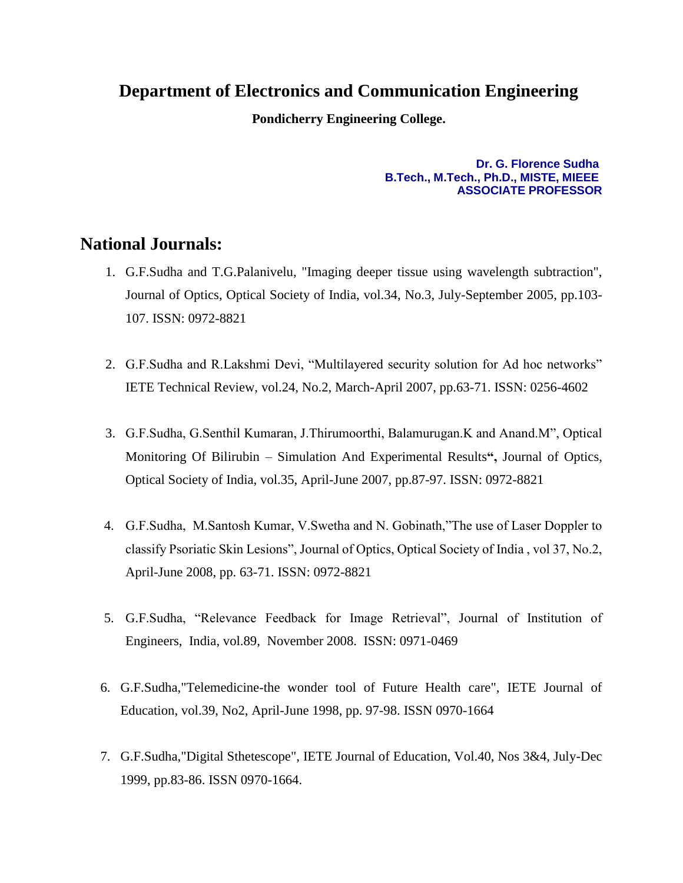# Department of Electronics and Communication Engineering

**Pondicherry Engineering College.**

**Dr. G. Florence Sudha**
**B.Tech., M.Tech., Ph.D., MISTE, MIEEE**
**ASSOCIATE PROFESSOR**

## National Journals:

1. G.F.Sudha and T.G.Palanivelu, "Imaging deeper tissue using wavelength subtraction", Journal of Optics, Optical Society of India, vol.34, No.3, July-September 2005, pp.103-107. ISSN: 0972-8821

2. G.F.Sudha and R.Lakshmi Devi, "Multilayered security solution for Ad hoc networks" IETE Technical Review, vol.24, No.2, March-April 2007, pp.63-71. ISSN: 0256-4602

3. G.F.Sudha, G.Senthil Kumaran, J.Thirumoorthi, Balamurugan.K and Anand.M", Optical Monitoring Of Bilirubin – Simulation And Experimental Results**",** Journal of Optics, Optical Society of India, vol.35, April-June 2007, pp.87-97. ISSN: 0972-8821

4. G.F.Sudha, M.Santosh Kumar, V.Swetha and N. Gobinath,"The use of Laser Doppler to classify Psoriatic Skin Lesions", Journal of Optics, Optical Society of India , vol 37, No.2, April-June 2008, pp. 63-71. ISSN: 0972-8821

5. G.F.Sudha, "Relevance Feedback for Image Retrieval", Journal of Institution of Engineers, India, vol.89, November 2008. ISSN: 0971-0469

6. G.F.Sudha,"Telemedicine-the wonder tool of Future Health care", IETE Journal of Education, vol.39, No2, April-June 1998, pp. 97-98. ISSN 0970-1664

7. G.F.Sudha,"Digital Sthetescope", IETE Journal of Education, Vol.40, Nos 3&4, July-Dec 1999, pp.83-86. ISSN 0970-1664.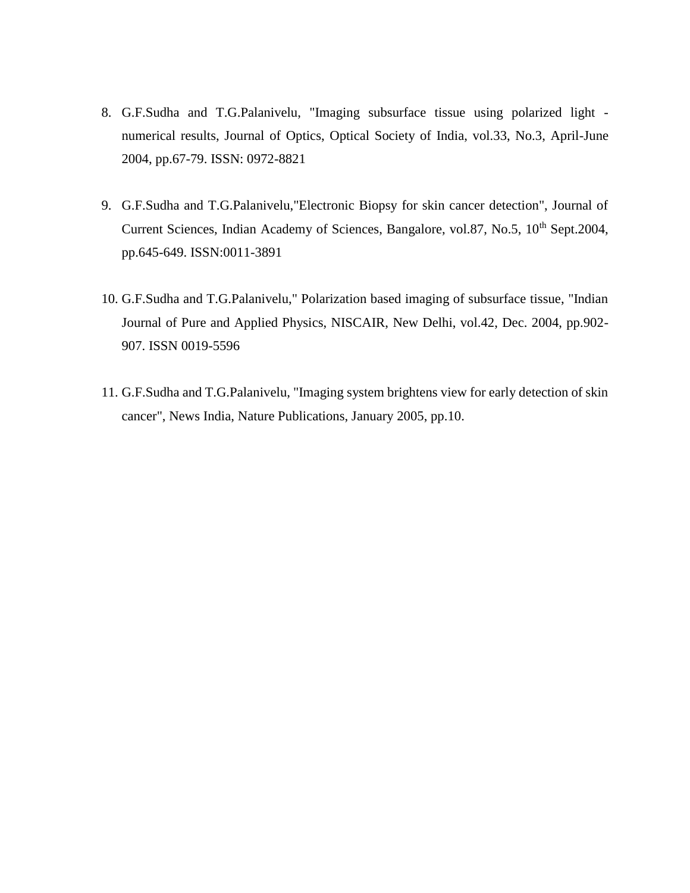8. G.F.Sudha and T.G.Palanivelu, "Imaging subsurface tissue using polarized light - numerical results, Journal of Optics, Optical Society of India, vol.33, No.3, April-June 2004, pp.67-79. ISSN: 0972-8821

9. G.F.Sudha and T.G.Palanivelu,"Electronic Biopsy for skin cancer detection", Journal of Current Sciences, Indian Academy of Sciences, Bangalore, vol.87, No.5, $10^{th}$ Sept.2004, pp.645-649. ISSN:0011-3891

10. G.F.Sudha and T.G.Palanivelu," Polarization based imaging of subsurface tissue, "Indian Journal of Pure and Applied Physics, NISCAIR, New Delhi, vol.42, Dec. 2004, pp.902-907. ISSN 0019-5596

11. G.F.Sudha and T.G.Palanivelu, "Imaging system brightens view for early detection of skin cancer", News India, Nature Publications, January 2005, pp.10.